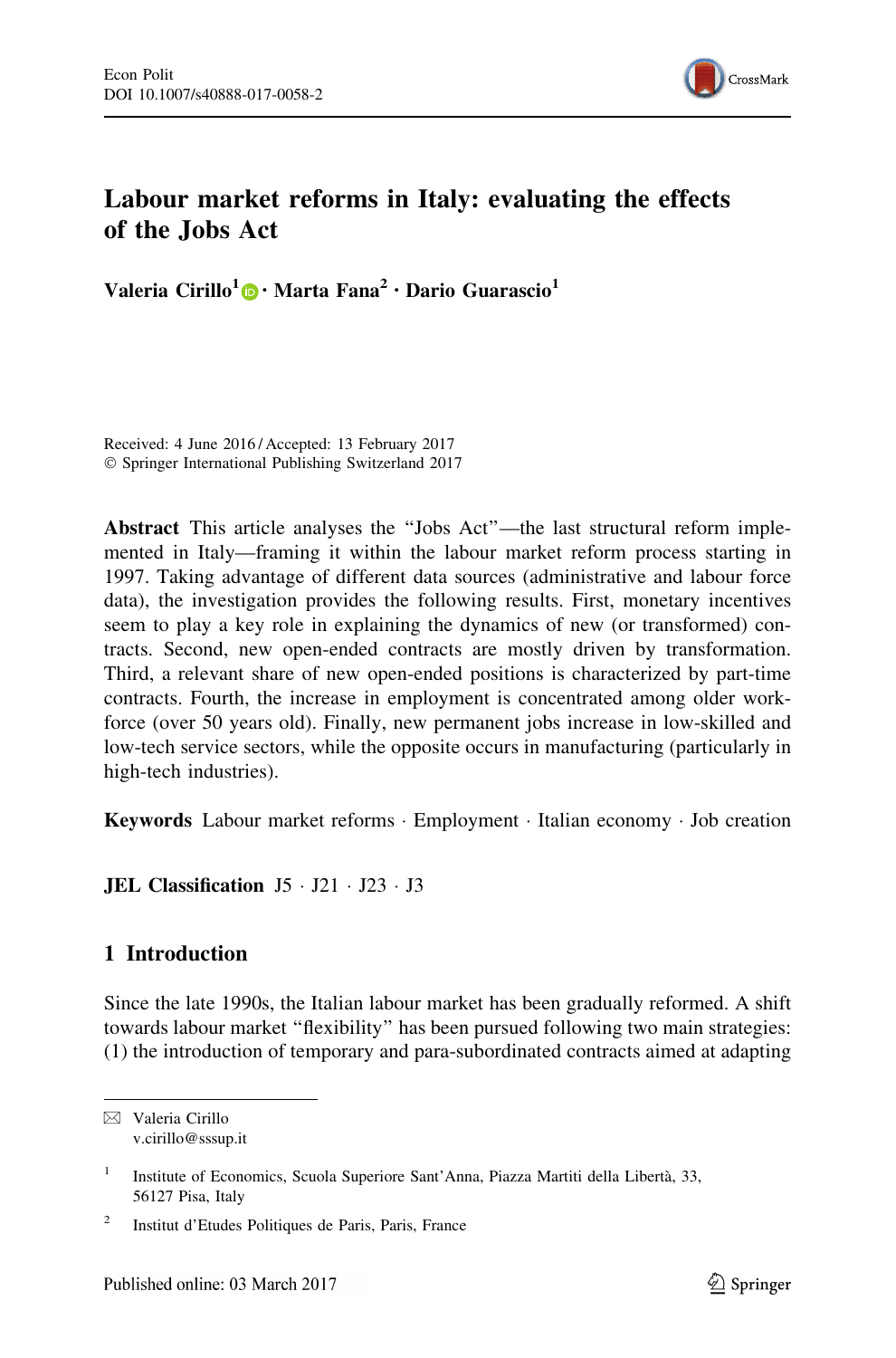# Labour market reforms in Italy: evaluating the effects of the Jobs Act

**Valeria Cirillo[1] · Marta Fana[2] · Dario Guarascio[1]**

Received: 4 June 2016 / Accepted: 13 February 2017
© Springer International Publishing Switzerland 2017

**Abstract** This article analyses the "Jobs Act"—the last structural reform implemented in Italy—framing it within the labour market reform process starting in 1997. Taking advantage of different data sources (administrative and labour force data), the investigation provides the following results. First, monetary incentives seem to play a key role in explaining the dynamics of new (or transformed) contracts. Second, new open-ended contracts are mostly driven by transformation. Third, a relevant share of new open-ended positions is characterized by part-time contracts. Fourth, the increase in employment is concentrated among older workforce (over 50 years old). Finally, new permanent jobs increase in low-skilled and low-tech service sectors, while the opposite occurs in manufacturing (particularly in high-tech industries).

**Keywords** Labour market reforms · Employment · Italian economy · Job creation

**JEL Classification** J5 · J21 · J23 · J3

## 1 Introduction

Since the late 1990s, the Italian labour market has been gradually reformed. A shift towards labour market "flexibility" has been pursued following two main strategies: (1) the introduction of temporary and para-subordinated contracts aimed at adapting

---

✉ Valeria Cirillo
v.cirillo@sssup.it

[1] Institute of Economics, Scuola Superiore Sant'Anna, Piazza Martiti della Libertà, 33, 56127 Pisa, Italy

[2] Institut d'Etudes Politiques de Paris, Paris, France

Published online: 03 March 2017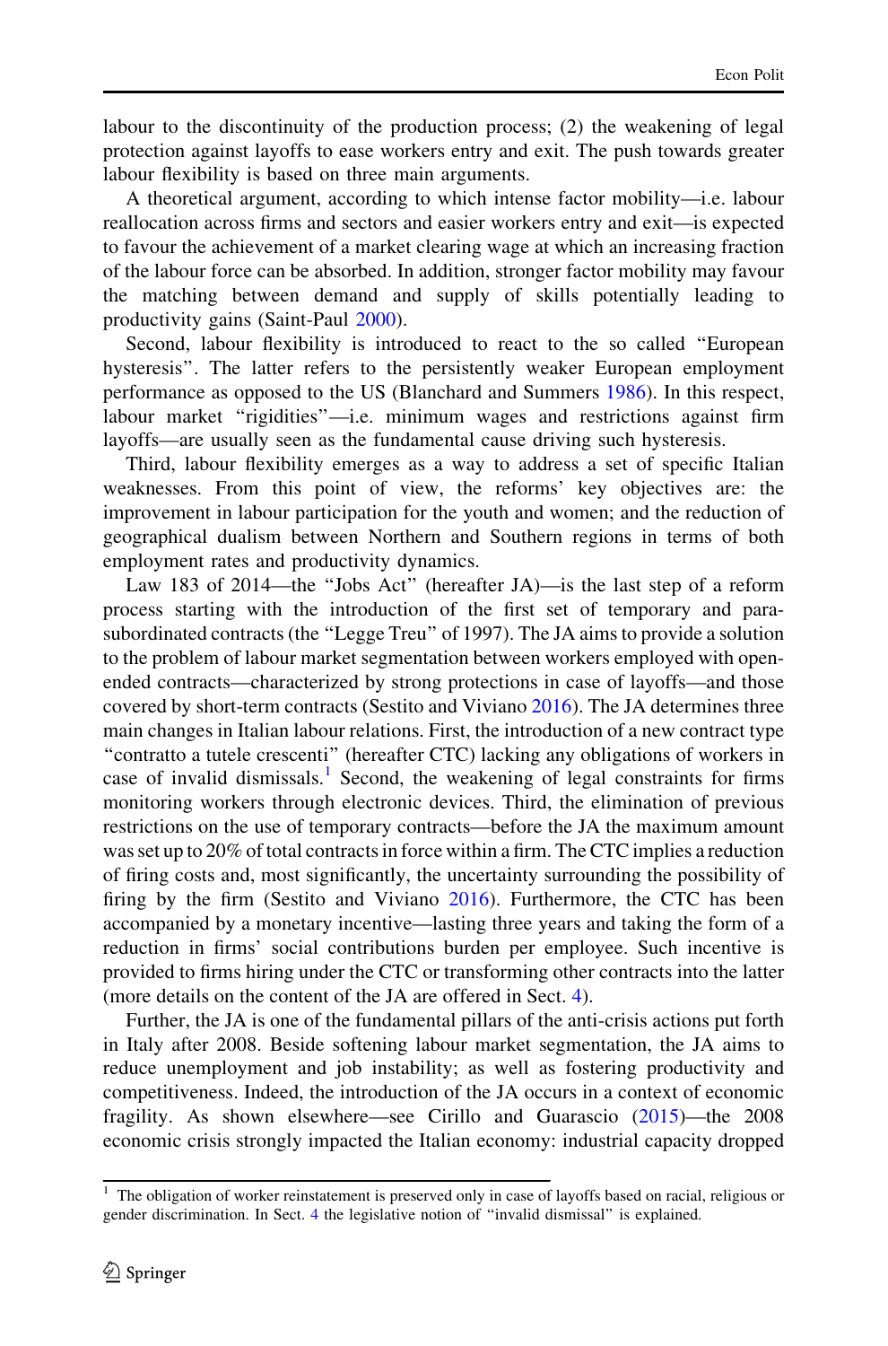labour to the discontinuity of the production process; (2) the weakening of legal protection against layoffs to ease workers entry and exit. The push towards greater labour flexibility is based on three main arguments.

A theoretical argument, according to which intense factor mobility—i.e. labour reallocation across firms and sectors and easier workers entry and exit—is expected to favour the achievement of a market clearing wage at which an increasing fraction of the labour force can be absorbed. In addition, stronger factor mobility may favour the matching between demand and supply of skills potentially leading to productivity gains (Saint-Paul 2000).

Second, labour flexibility is introduced to react to the so called "European hysteresis". The latter refers to the persistently weaker European employment performance as opposed to the US (Blanchard and Summers 1986). In this respect, labour market "rigidities"—i.e. minimum wages and restrictions against firm layoffs—are usually seen as the fundamental cause driving such hysteresis.

Third, labour flexibility emerges as a way to address a set of specific Italian weaknesses. From this point of view, the reforms' key objectives are: the improvement in labour participation for the youth and women; and the reduction of geographical dualism between Northern and Southern regions in terms of both employment rates and productivity dynamics.

Law 183 of 2014—the "Jobs Act" (hereafter JA)—is the last step of a reform process starting with the introduction of the first set of temporary and para-subordinated contracts (the "Legge Treu" of 1997). The JA aims to provide a solution to the problem of labour market segmentation between workers employed with open-ended contracts—characterized by strong protections in case of layoffs—and those covered by short-term contracts (Sestito and Viviano 2016). The JA determines three main changes in Italian labour relations. First, the introduction of a new contract type "contratto a tutele crescenti" (hereafter CTC) lacking any obligations of workers in case of invalid dismissals.[1] Second, the weakening of legal constraints for firms monitoring workers through electronic devices. Third, the elimination of previous restrictions on the use of temporary contracts—before the JA the maximum amount was set up to 20% of total contracts in force within a firm. The CTC implies a reduction of firing costs and, most significantly, the uncertainty surrounding the possibility of firing by the firm (Sestito and Viviano 2016). Furthermore, the CTC has been accompanied by a monetary incentive—lasting three years and taking the form of a reduction in firms' social contributions burden per employee. Such incentive is provided to firms hiring under the CTC or transforming other contracts into the latter (more details on the content of the JA are offered in Sect. 4).

Further, the JA is one of the fundamental pillars of the anti-crisis actions put forth in Italy after 2008. Beside softening labour market segmentation, the JA aims to reduce unemployment and job instability; as well as fostering productivity and competitiveness. Indeed, the introduction of the JA occurs in a context of economic fragility. As shown elsewhere—see Cirillo and Guarascio (2015)—the 2008 economic crisis strongly impacted the Italian economy: industrial capacity dropped

[1] The obligation of worker reinstatement is preserved only in case of layoffs based on racial, religious or gender discrimination. In Sect. 4 the legislative notion of "invalid dismissal" is explained.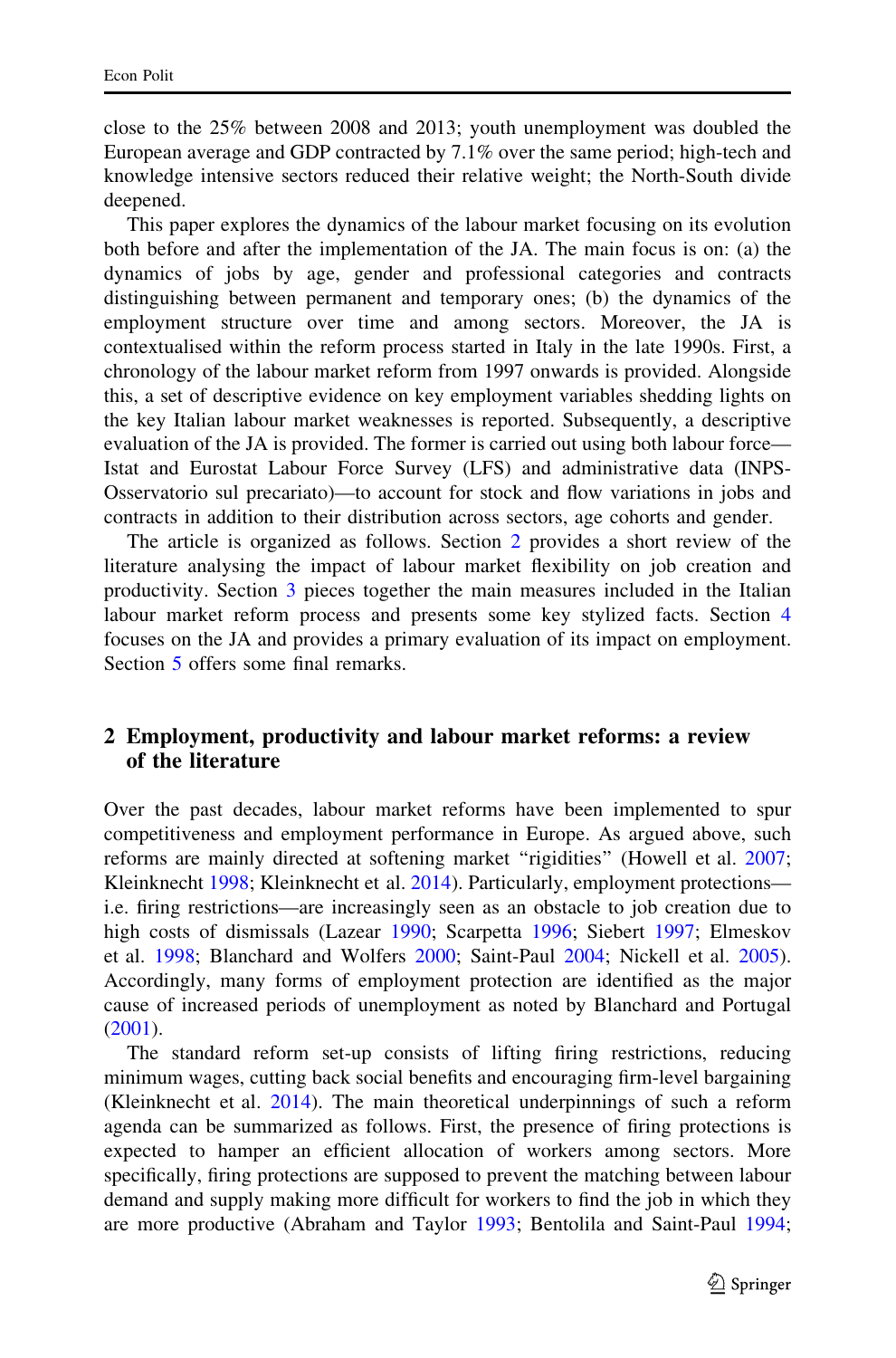close to the 25% between 2008 and 2013; youth unemployment was doubled the European average and GDP contracted by 7.1% over the same period; high-tech and knowledge intensive sectors reduced their relative weight; the North-South divide deepened.

This paper explores the dynamics of the labour market focusing on its evolution both before and after the implementation of the JA. The main focus is on: (a) the dynamics of jobs by age, gender and professional categories and contracts distinguishing between permanent and temporary ones; (b) the dynamics of the employment structure over time and among sectors. Moreover, the JA is contextualised within the reform process started in Italy in the late 1990s. First, a chronology of the labour market reform from 1997 onwards is provided. Alongside this, a set of descriptive evidence on key employment variables shedding lights on the key Italian labour market weaknesses is reported. Subsequently, a descriptive evaluation of the JA is provided. The former is carried out using both labour force—Istat and Eurostat Labour Force Survey (LFS) and administrative data (INPS-Osservatorio sul precariato)—to account for stock and flow variations in jobs and contracts in addition to their distribution across sectors, age cohorts and gender.

The article is organized as follows. Section 2 provides a short review of the literature analysing the impact of labour market flexibility on job creation and productivity. Section 3 pieces together the main measures included in the Italian labour market reform process and presents some key stylized facts. Section 4 focuses on the JA and provides a primary evaluation of its impact on employment. Section 5 offers some final remarks.

## 2 Employment, productivity and labour market reforms: a review of the literature

Over the past decades, labour market reforms have been implemented to spur competitiveness and employment performance in Europe. As argued above, such reforms are mainly directed at softening market "rigidities" (Howell et al. 2007; Kleinknecht 1998; Kleinknecht et al. 2014). Particularly, employment protections—i.e. firing restrictions—are increasingly seen as an obstacle to job creation due to high costs of dismissals (Lazear 1990; Scarpetta 1996; Siebert 1997; Elmeskov et al. 1998; Blanchard and Wolfers 2000; Saint-Paul 2004; Nickell et al. 2005). Accordingly, many forms of employment protection are identified as the major cause of increased periods of unemployment as noted by Blanchard and Portugal (2001).

The standard reform set-up consists of lifting firing restrictions, reducing minimum wages, cutting back social benefits and encouraging firm-level bargaining (Kleinknecht et al. 2014). The main theoretical underpinnings of such a reform agenda can be summarized as follows. First, the presence of firing protections is expected to hamper an efficient allocation of workers among sectors. More specifically, firing protections are supposed to prevent the matching between labour demand and supply making more difficult for workers to find the job in which they are more productive (Abraham and Taylor 1993; Bentolila and Saint-Paul 1994;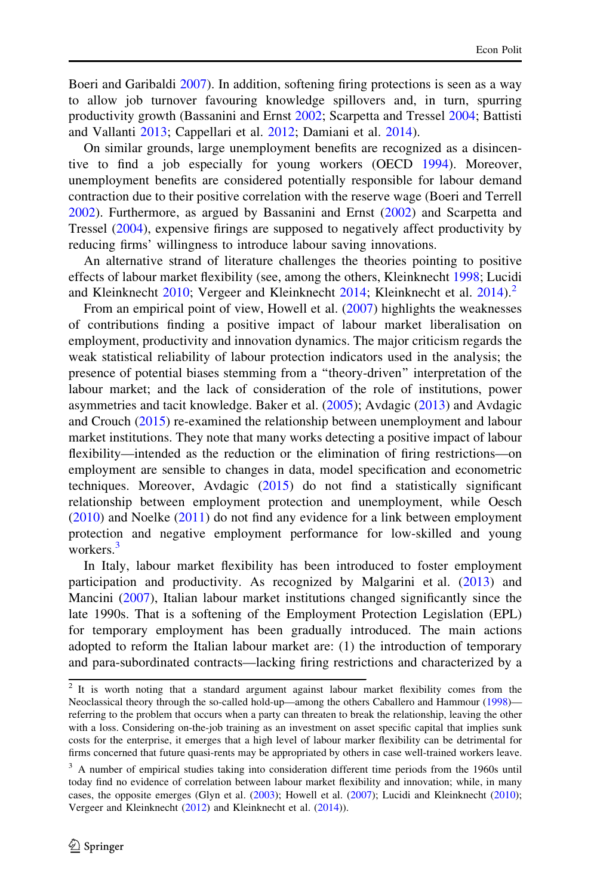Boeri and Garibaldi 2007). In addition, softening firing protections is seen as a way to allow job turnover favouring knowledge spillovers and, in turn, spurring productivity growth (Bassanini and Ernst 2002; Scarpetta and Tressel 2004; Battisti and Vallanti 2013; Cappellari et al. 2012; Damiani et al. 2014).

On similar grounds, large unemployment benefits are recognized as a disincentive to find a job especially for young workers (OECD 1994). Moreover, unemployment benefits are considered potentially responsible for labour demand contraction due to their positive correlation with the reserve wage (Boeri and Terrell 2002). Furthermore, as argued by Bassanini and Ernst (2002) and Scarpetta and Tressel (2004), expensive firings are supposed to negatively affect productivity by reducing firms' willingness to introduce labour saving innovations.

An alternative strand of literature challenges the theories pointing to positive effects of labour market flexibility (see, among the others, Kleinknecht 1998; Lucidi and Kleinknecht 2010; Vergeer and Kleinknecht 2014; Kleinknecht et al. 2014).[2]

From an empirical point of view, Howell et al. (2007) highlights the weaknesses of contributions finding a positive impact of labour market liberalisation on employment, productivity and innovation dynamics. The major criticism regards the weak statistical reliability of labour protection indicators used in the analysis; the presence of potential biases stemming from a "theory-driven" interpretation of the labour market; and the lack of consideration of the role of institutions, power asymmetries and tacit knowledge. Baker et al. (2005); Avdagic (2013) and Avdagic and Crouch (2015) re-examined the relationship between unemployment and labour market institutions. They note that many works detecting a positive impact of labour flexibility—intended as the reduction or the elimination of firing restrictions—on employment are sensible to changes in data, model specification and econometric techniques. Moreover, Avdagic (2015) do not find a statistically significant relationship between employment protection and unemployment, while Oesch (2010) and Noelke (2011) do not find any evidence for a link between employment protection and negative employment performance for low-skilled and young workers.[3]

In Italy, labour market flexibility has been introduced to foster employment participation and productivity. As recognized by Malgarini et al. (2013) and Mancini (2007), Italian labour market institutions changed significantly since the late 1990s. That is a softening of the Employment Protection Legislation (EPL) for temporary employment has been gradually introduced. The main actions adopted to reform the Italian labour market are: (1) the introduction of temporary and para-subordinated contracts—lacking firing restrictions and characterized by a

---

[2] It is worth noting that a standard argument against labour market flexibility comes from the Neoclassical theory through the so-called hold-up—among the others Caballero and Hammour (1998)—referring to the problem that occurs when a party can threaten to break the relationship, leaving the other with a loss. Considering on-the-job training as an investment on asset specific capital that implies sunk costs for the enterprise, it emerges that a high level of labour marker flexibility can be detrimental for firms concerned that future quasi-rents may be appropriated by others in case well-trained workers leave.

[3] A number of empirical studies taking into consideration different time periods from the 1960s until today find no evidence of correlation between labour market flexibility and innovation; while, in many cases, the opposite emerges (Glyn et al. (2003); Howell et al. (2007); Lucidi and Kleinknecht (2010); Vergeer and Kleinknecht (2012) and Kleinknecht et al. (2014)).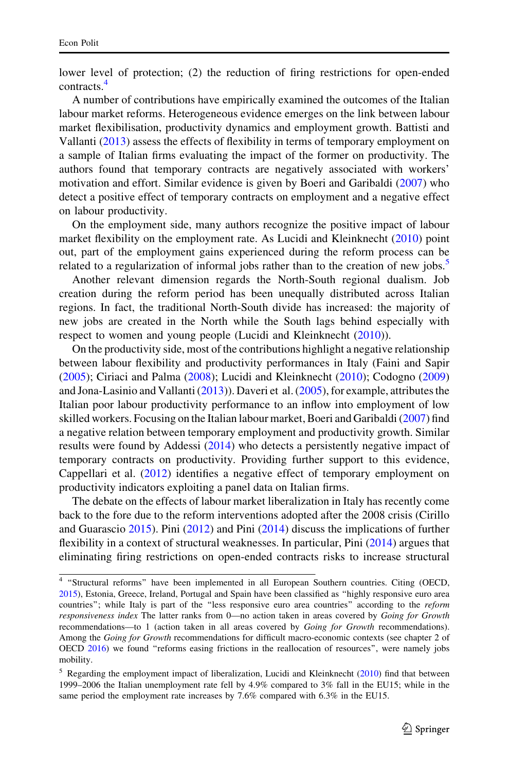lower level of protection; (2) the reduction of firing restrictions for open-ended contracts.[4]

A number of contributions have empirically examined the outcomes of the Italian labour market reforms. Heterogeneous evidence emerges on the link between labour market flexibilisation, productivity dynamics and employment growth. Battisti and Vallanti (2013) assess the effects of flexibility in terms of temporary employment on a sample of Italian firms evaluating the impact of the former on productivity. The authors found that temporary contracts are negatively associated with workers' motivation and effort. Similar evidence is given by Boeri and Garibaldi (2007) who detect a positive effect of temporary contracts on employment and a negative effect on labour productivity.

On the employment side, many authors recognize the positive impact of labour market flexibility on the employment rate. As Lucidi and Kleinknecht (2010) point out, part of the employment gains experienced during the reform process can be related to a regularization of informal jobs rather than to the creation of new jobs.[5]

Another relevant dimension regards the North-South regional dualism. Job creation during the reform period has been unequally distributed across Italian regions. In fact, the traditional North-South divide has increased: the majority of new jobs are created in the North while the South lags behind especially with respect to women and young people (Lucidi and Kleinknecht (2010)).

On the productivity side, most of the contributions highlight a negative relationship between labour flexibility and productivity performances in Italy (Faini and Sapir (2005); Ciriaci and Palma (2008); Lucidi and Kleinknecht (2010); Codogno (2009) and Jona-Lasinio and Vallanti (2013)). Daveri et al. (2005), for example, attributes the Italian poor labour productivity performance to an inflow into employment of low skilled workers. Focusing on the Italian labour market, Boeri and Garibaldi (2007) find a negative relation between temporary employment and productivity growth. Similar results were found by Addessi (2014) who detects a persistently negative impact of temporary contracts on productivity. Providing further support to this evidence, Cappellari et al. (2012) identifies a negative effect of temporary employment on productivity indicators exploiting a panel data on Italian firms.

The debate on the effects of labour market liberalization in Italy has recently come back to the fore due to the reform interventions adopted after the 2008 crisis (Cirillo and Guarascio 2015). Pini (2012) and Pini (2014) discuss the implications of further flexibility in a context of structural weaknesses. In particular, Pini (2014) argues that eliminating firing restrictions on open-ended contracts risks to increase structural

---

[4] "Structural reforms" have been implemented in all European Southern countries. Citing (OECD, 2015), Estonia, Greece, Ireland, Portugal and Spain have been classified as "highly responsive euro area countries"; while Italy is part of the "less responsive euro area countries" according to the *reform responsiveness index* The latter ranks from 0—no action taken in areas covered by *Going for Growth* recommendations—to 1 (action taken in all areas covered by *Going for Growth* recommendations). Among the *Going for Growth* recommendations for difficult macro-economic contexts (see chapter 2 of OECD 2016) we found "reforms easing frictions in the reallocation of resources", were namely jobs mobility.

[5] Regarding the employment impact of liberalization, Lucidi and Kleinknecht (2010) find that between 1999–2006 the Italian unemployment rate fell by 4.9% compared to 3% fall in the EU15; while in the same period the employment rate increases by 7.6% compared with 6.3% in the EU15.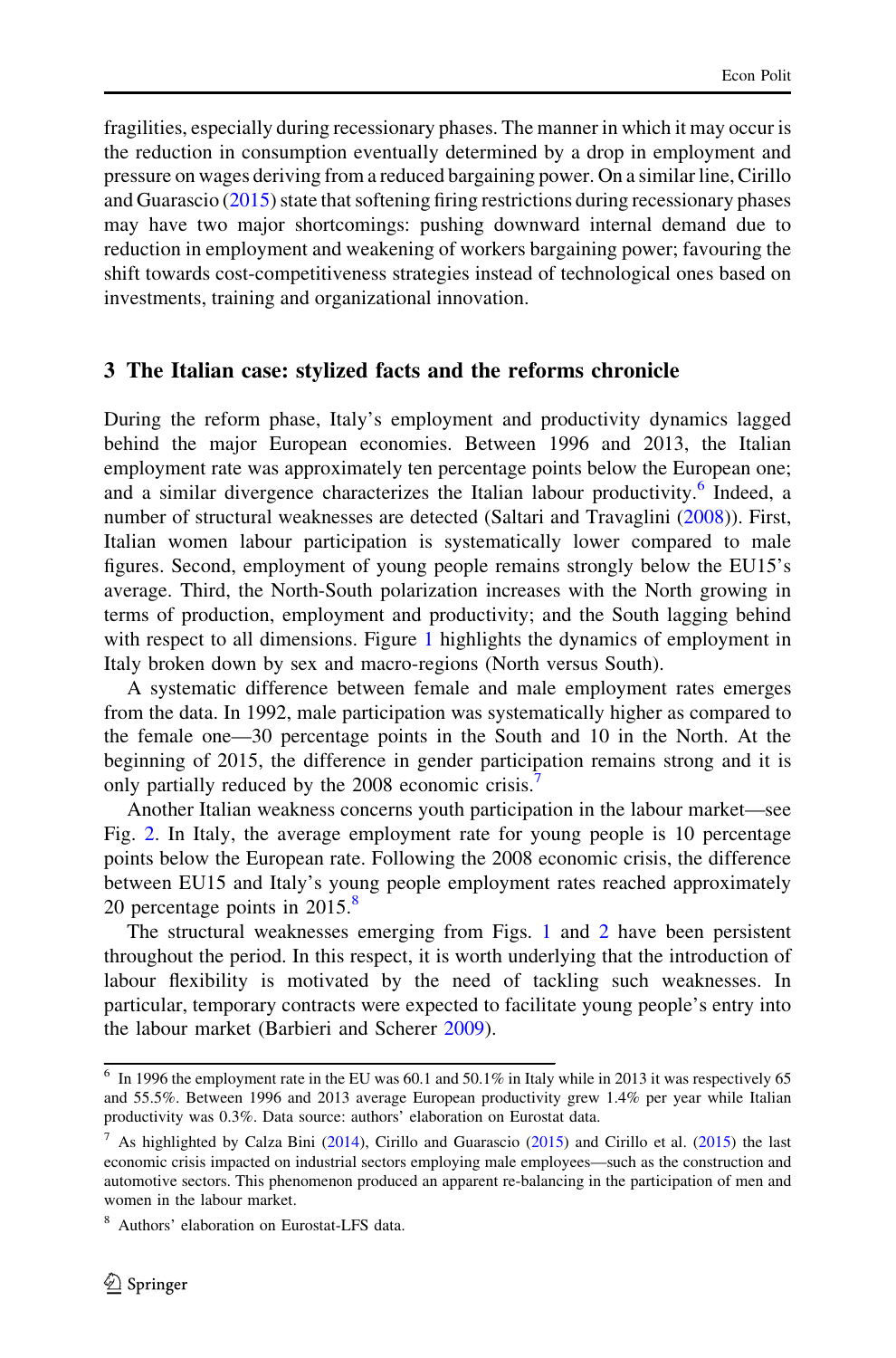fragilities, especially during recessionary phases. The manner in which it may occur is the reduction in consumption eventually determined by a drop in employment and pressure on wages deriving from a reduced bargaining power. On a similar line, Cirillo and Guarascio (2015) state that softening firing restrictions during recessionary phases may have two major shortcomings: pushing downward internal demand due to reduction in employment and weakening of workers bargaining power; favouring the shift towards cost-competitiveness strategies instead of technological ones based on investments, training and organizational innovation.

## 3 The Italian case: stylized facts and the reforms chronicle

During the reform phase, Italy's employment and productivity dynamics lagged behind the major European economies. Between 1996 and 2013, the Italian employment rate was approximately ten percentage points below the European one; and a similar divergence characterizes the Italian labour productivity.[6] Indeed, a number of structural weaknesses are detected (Saltari and Travaglini (2008)). First, Italian women labour participation is systematically lower compared to male figures. Second, employment of young people remains strongly below the EU15's average. Third, the North-South polarization increases with the North growing in terms of production, employment and productivity; and the South lagging behind with respect to all dimensions. Figure 1 highlights the dynamics of employment in Italy broken down by sex and macro-regions (North versus South).

A systematic difference between female and male employment rates emerges from the data. In 1992, male participation was systematically higher as compared to the female one—30 percentage points in the South and 10 in the North. At the beginning of 2015, the difference in gender participation remains strong and it is only partially reduced by the 2008 economic crisis.[7]

Another Italian weakness concerns youth participation in the labour market—see Fig. 2. In Italy, the average employment rate for young people is 10 percentage points below the European rate. Following the 2008 economic crisis, the difference between EU15 and Italy's young people employment rates reached approximately 20 percentage points in 2015.[8]

The structural weaknesses emerging from Figs. 1 and 2 have been persistent throughout the period. In this respect, it is worth underlying that the introduction of labour flexibility is motivated by the need of tackling such weaknesses. In particular, temporary contracts were expected to facilitate young people's entry into the labour market (Barbieri and Scherer 2009).

---

[6] In 1996 the employment rate in the EU was 60.1 and 50.1% in Italy while in 2013 it was respectively 65 and 55.5%. Between 1996 and 2013 average European productivity grew 1.4% per year while Italian productivity was 0.3%. Data source: authors' elaboration on Eurostat data.

[7] As highlighted by Calza Bini (2014), Cirillo and Guarascio (2015) and Cirillo et al. (2015) the last economic crisis impacted on industrial sectors employing male employees—such as the construction and automotive sectors. This phenomenon produced an apparent re-balancing in the participation of men and women in the labour market.

[8] Authors' elaboration on Eurostat-LFS data.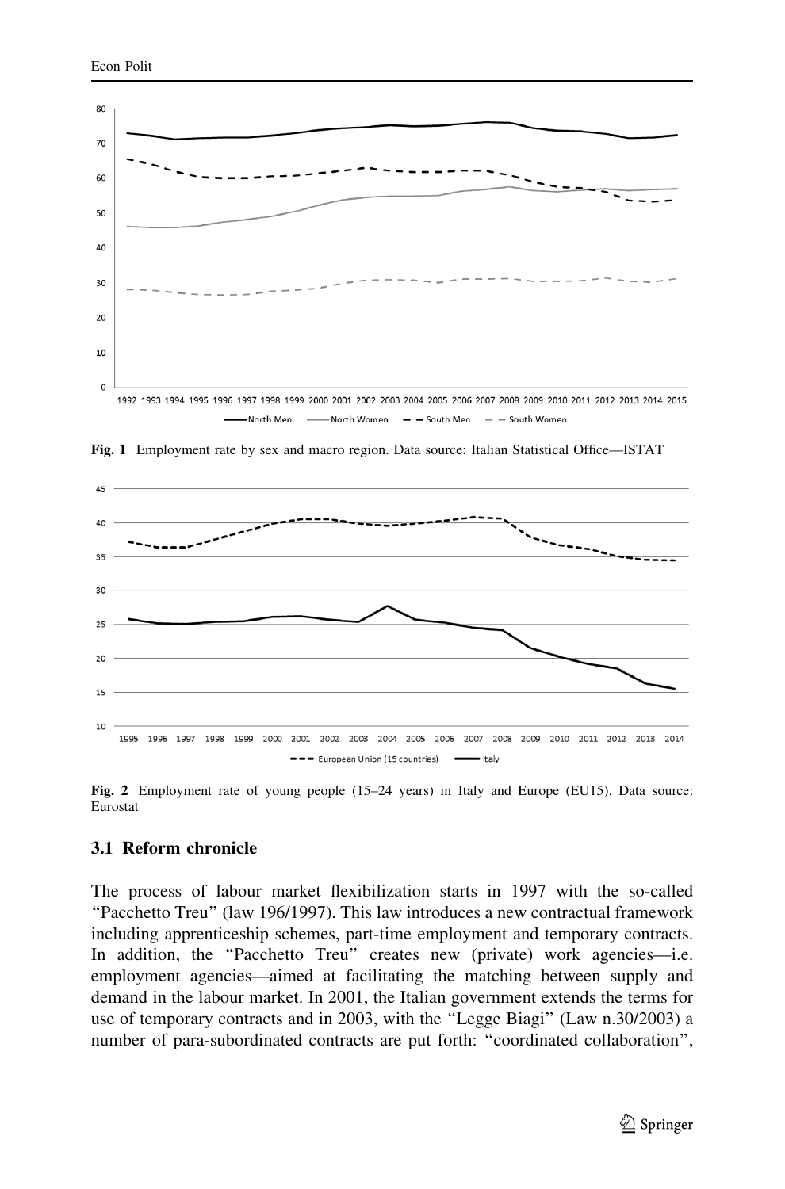Fig. 1 Employment rate by sex and macro region. Data source: Italian Statistical Office—ISTAT

Fig. 2 Employment rate of young people (15–24 years) in Italy and Europe (EU15). Data source: Eurostat

### 3.1 Reform chronicle

The process of labour market flexibilization starts in 1997 with the so-called "Pacchetto Treu" (law 196/1997). This law introduces a new contractual framework including apprenticeship schemes, part-time employment and temporary contracts. In addition, the "Pacchetto Treu" creates new (private) work agencies—i.e. employment agencies—aimed at facilitating the matching between supply and demand in the labour market. In 2001, the Italian government extends the terms for use of temporary contracts and in 2003, with the "Legge Biagi" (Law n.30/2003) a number of para-subordinated contracts are put forth: "coordinated collaboration",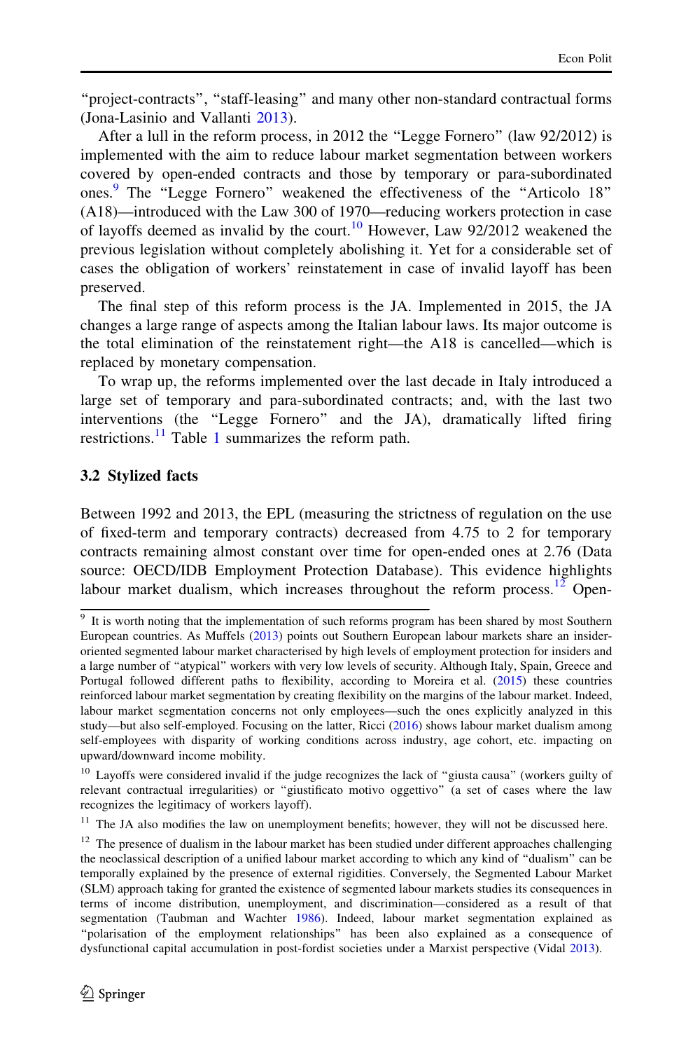"project-contracts", "staff-leasing" and many other non-standard contractual forms (Jona-Lasinio and Vallanti 2013).

After a lull in the reform process, in 2012 the "Legge Fornero" (law 92/2012) is implemented with the aim to reduce labour market segmentation between workers covered by open-ended contracts and those by temporary or para-subordinated ones.[9] The "Legge Fornero" weakened the effectiveness of the "Articolo 18" (A18)—introduced with the Law 300 of 1970—reducing workers protection in case of layoffs deemed as invalid by the court.[10] However, Law 92/2012 weakened the previous legislation without completely abolishing it. Yet for a considerable set of cases the obligation of workers' reinstatement in case of invalid layoff has been preserved.

The final step of this reform process is the JA. Implemented in 2015, the JA changes a large range of aspects among the Italian labour laws. Its major outcome is the total elimination of the reinstatement right—the A18 is cancelled—which is replaced by monetary compensation.

To wrap up, the reforms implemented over the last decade in Italy introduced a large set of temporary and para-subordinated contracts; and, with the last two interventions (the "Legge Fornero" and the JA), dramatically lifted firing restrictions.[11] Table 1 summarizes the reform path.

### 3.2 Stylized facts

Between 1992 and 2013, the EPL (measuring the strictness of regulation on the use of fixed-term and temporary contracts) decreased from 4.75 to 2 for temporary contracts remaining almost constant over time for open-ended ones at 2.76 (Data source: OECD/IDB Employment Protection Database). This evidence highlights labour market dualism, which increases throughout the reform process.[12] Open-

---

[9] It is worth noting that the implementation of such reforms program has been shared by most Southern European countries. As Muffels (2013) points out Southern European labour markets share an insider-oriented segmented labour market characterised by high levels of employment protection for insiders and a large number of "atypical" workers with very low levels of security. Although Italy, Spain, Greece and Portugal followed different paths to flexibility, according to Moreira et al. (2015) these countries reinforced labour market segmentation by creating flexibility on the margins of the labour market. Indeed, labour market segmentation concerns not only employees—such the ones explicitly analyzed in this study—but also self-employed. Focusing on the latter, Ricci (2016) shows labour market dualism among self-employees with disparity of working conditions across industry, age cohort, etc. impacting on upward/downward income mobility.

[10] Layoffs were considered invalid if the judge recognizes the lack of "giusta causa" (workers guilty of relevant contractual irregularities) or "giustificato motivo oggettivo" (a set of cases where the law recognizes the legitimacy of workers layoff).

[11] The JA also modifies the law on unemployment benefits; however, they will not be discussed here.

[12] The presence of dualism in the labour market has been studied under different approaches challenging the neoclassical description of a unified labour market according to which any kind of "dualism" can be temporally explained by the presence of external rigidities. Conversely, the Segmented Labour Market (SLM) approach taking for granted the existence of segmented labour markets studies its consequences in terms of income distribution, unemployment, and discrimination—considered as a result of that segmentation (Taubman and Wachter 1986). Indeed, labour market segmentation explained as "polarisation of the employment relationships" has been also explained as a consequence of dysfunctional capital accumulation in post-fordist societies under a Marxist perspective (Vidal 2013).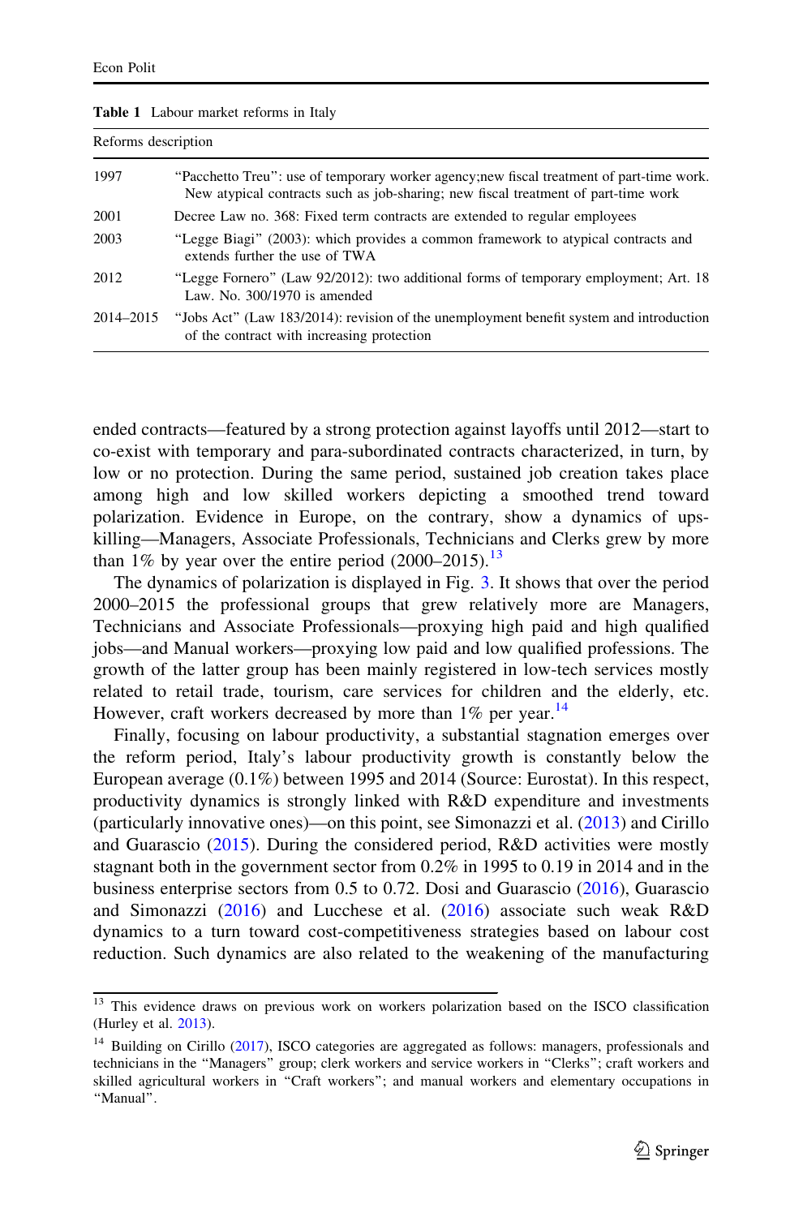**Table 1** Labour market reforms in Italy

| Reforms description | |
|---|---|
| 1997 | "Pacchetto Treu": use of temporary worker agency;new fiscal treatment of part-time work. New atypical contracts such as job-sharing; new fiscal treatment of part-time work |
| 2001 | Decree Law no. 368: Fixed term contracts are extended to regular employees |
| 2003 | "Legge Biagi" (2003): which provides a common framework to atypical contracts and extends further the use of TWA |
| 2012 | "Legge Fornero" (Law 92/2012): two additional forms of temporary employment; Art. 18 Law. No. 300/1970 is amended |
| 2014–2015 | "Jobs Act" (Law 183/2014): revision of the unemployment benefit system and introduction of the contract with increasing protection |

ended contracts—featured by a strong protection against layoffs until 2012—start to co-exist with temporary and para-subordinated contracts characterized, in turn, by low or no protection. During the same period, sustained job creation takes place among high and low skilled workers depicting a smoothed trend toward polarization. Evidence in Europe, on the contrary, show a dynamics of upskilling—Managers, Associate Professionals, Technicians and Clerks grew by more than 1% by year over the entire period (2000–2015).[13]

The dynamics of polarization is displayed in Fig. 3. It shows that over the period 2000–2015 the professional groups that grew relatively more are Managers, Technicians and Associate Professionals—proxying high paid and high qualified jobs—and Manual workers—proxying low paid and low qualified professions. The growth of the latter group has been mainly registered in low-tech services mostly related to retail trade, tourism, care services for children and the elderly, etc. However, craft workers decreased by more than 1% per year.[14]

Finally, focusing on labour productivity, a substantial stagnation emerges over the reform period, Italy's labour productivity growth is constantly below the European average (0.1%) between 1995 and 2014 (Source: Eurostat). In this respect, productivity dynamics is strongly linked with R&D expenditure and investments (particularly innovative ones)—on this point, see Simonazzi et al. (2013) and Cirillo and Guarascio (2015). During the considered period, R&D activities were mostly stagnant both in the government sector from 0.2% in 1995 to 0.19 in 2014 and in the business enterprise sectors from 0.5 to 0.72. Dosi and Guarascio (2016), Guarascio and Simonazzi (2016) and Lucchese et al. (2016) associate such weak R&D dynamics to a turn toward cost-competitiveness strategies based on labour cost reduction. Such dynamics are also related to the weakening of the manufacturing

[13] This evidence draws on previous work on workers polarization based on the ISCO classification (Hurley et al. 2013).

[14] Building on Cirillo (2017), ISCO categories are aggregated as follows: managers, professionals and technicians in the "Managers" group; clerk workers and service workers in "Clerks"; craft workers and skilled agricultural workers in "Craft workers"; and manual workers and elementary occupations in "Manual".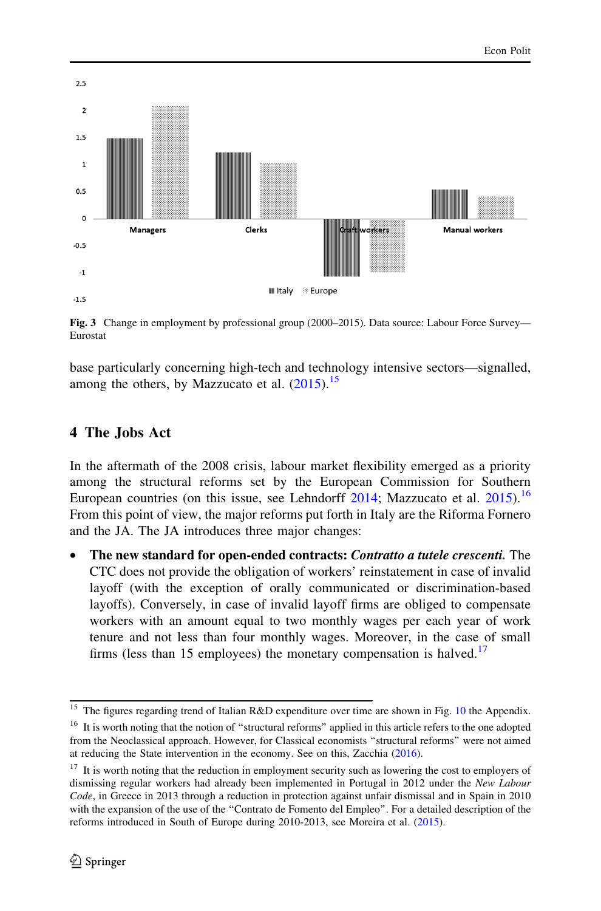Fig. 3 Change in employment by professional group (2000–2015). Data source: Labour Force Survey—Eurostat

base particularly concerning high-tech and technology intensive sectors—signalled, among the others, by Mazzucato et al. (2015).[15]

## 4 The Jobs Act

In the aftermath of the 2008 crisis, labour market flexibility emerged as a priority among the structural reforms set by the European Commission for Southern European countries (on this issue, see Lehndorff 2014; Mazzucato et al. 2015).[16] From this point of view, the major reforms put forth in Italy are the Riforma Fornero and the JA. The JA introduces three major changes:

- **The new standard for open-ended contracts:** ***Contratto a tutele crescenti.*** The CTC does not provide the obligation of workers' reinstatement in case of invalid layoff (with the exception of orally communicated or discrimination-based layoffs). Conversely, in case of invalid layoff firms are obliged to compensate workers with an amount equal to two monthly wages per each year of work tenure and not less than four monthly wages. Moreover, in the case of small firms (less than 15 employees) the monetary compensation is halved.[17]

---

[15] The figures regarding trend of Italian R&D expenditure over time are shown in Fig. 10 the Appendix.

[16] It is worth noting that the notion of "structural reforms" applied in this article refers to the one adopted from the Neoclassical approach. However, for Classical economists "structural reforms" were not aimed at reducing the State intervention in the economy. See on this, Zacchia (2016).

[17] It is worth noting that the reduction in employment security such as lowering the cost to employers of dismissing regular workers had already been implemented in Portugal in 2012 under the *New Labour Code*, in Greece in 2013 through a reduction in protection against unfair dismissal and in Spain in 2010 with the expansion of the use of the "Contrato de Fomento del Empleo". For a detailed description of the reforms introduced in South of Europe during 2010-2013, see Moreira et al. (2015).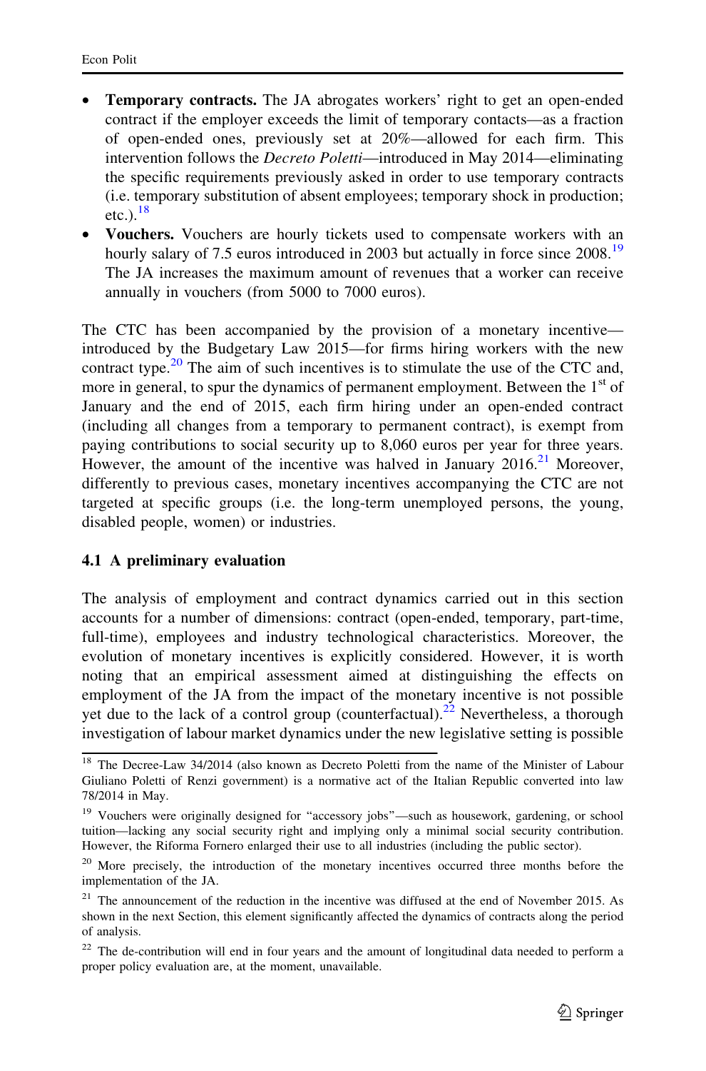- **Temporary contracts.** The JA abrogates workers' right to get an open-ended contract if the employer exceeds the limit of temporary contacts—as a fraction of open-ended ones, previously set at 20%—allowed for each firm. This intervention follows the *Decreto Poletti*—introduced in May 2014—eliminating the specific requirements previously asked in order to use temporary contracts (i.e. temporary substitution of absent employees; temporary shock in production; etc.).[18]
- **Vouchers.** Vouchers are hourly tickets used to compensate workers with an hourly salary of 7.5 euros introduced in 2003 but actually in force since 2008.[19] The JA increases the maximum amount of revenues that a worker can receive annually in vouchers (from 5000 to 7000 euros).

The CTC has been accompanied by the provision of a monetary incentive—introduced by the Budgetary Law 2015—for firms hiring workers with the new contract type.[20] The aim of such incentives is to stimulate the use of the CTC and, more in general, to spur the dynamics of permanent employment. Between the 1st of January and the end of 2015, each firm hiring under an open-ended contract (including all changes from a temporary to permanent contract), is exempt from paying contributions to social security up to 8,060 euros per year for three years. However, the amount of the incentive was halved in January 2016.[21] Moreover, differently to previous cases, monetary incentives accompanying the CTC are not targeted at specific groups (i.e. the long-term unemployed persons, the young, disabled people, women) or industries.

### 4.1 A preliminary evaluation

The analysis of employment and contract dynamics carried out in this section accounts for a number of dimensions: contract (open-ended, temporary, part-time, full-time), employees and industry technological characteristics. Moreover, the evolution of monetary incentives is explicitly considered. However, it is worth noting that an empirical assessment aimed at distinguishing the effects on employment of the JA from the impact of the monetary incentive is not possible yet due to the lack of a control group (counterfactual).[22] Nevertheless, a thorough investigation of labour market dynamics under the new legislative setting is possible

---

[18] The Decree-Law 34/2014 (also known as Decreto Poletti from the name of the Minister of Labour Giuliano Poletti of Renzi government) is a normative act of the Italian Republic converted into law 78/2014 in May.

[19] Vouchers were originally designed for "accessory jobs"—such as housework, gardening, or school tuition—lacking any social security right and implying only a minimal social security contribution. However, the Riforma Fornero enlarged their use to all industries (including the public sector).

[20] More precisely, the introduction of the monetary incentives occurred three months before the implementation of the JA.

[21] The announcement of the reduction in the incentive was diffused at the end of November 2015. As shown in the next Section, this element significantly affected the dynamics of contracts along the period of analysis.

[22] The de-contribution will end in four years and the amount of longitudinal data needed to perform a proper policy evaluation are, at the moment, unavailable.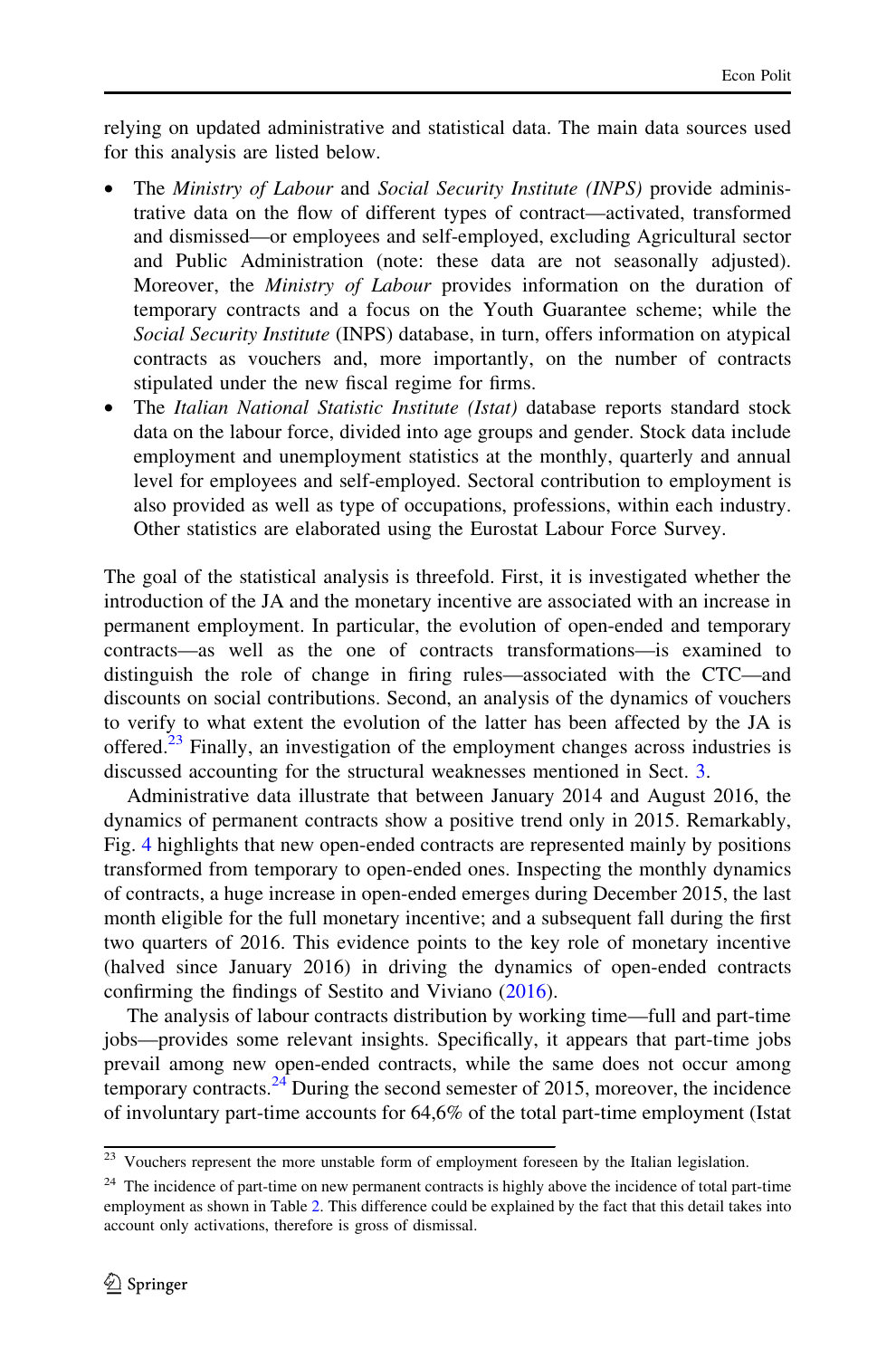relying on updated administrative and statistical data. The main data sources used for this analysis are listed below.

- The *Ministry of Labour* and *Social Security Institute (INPS)* provide administrative data on the flow of different types of contract—activated, transformed and dismissed—or employees and self-employed, excluding Agricultural sector and Public Administration (note: these data are not seasonally adjusted). Moreover, the *Ministry of Labour* provides information on the duration of temporary contracts and a focus on the Youth Guarantee scheme; while the *Social Security Institute* (INPS) database, in turn, offers information on atypical contracts as vouchers and, more importantly, on the number of contracts stipulated under the new fiscal regime for firms.
- The *Italian National Statistic Institute (Istat)* database reports standard stock data on the labour force, divided into age groups and gender. Stock data include employment and unemployment statistics at the monthly, quarterly and annual level for employees and self-employed. Sectoral contribution to employment is also provided as well as type of occupations, professions, within each industry. Other statistics are elaborated using the Eurostat Labour Force Survey.

The goal of the statistical analysis is threefold. First, it is investigated whether the introduction of the JA and the monetary incentive are associated with an increase in permanent employment. In particular, the evolution of open-ended and temporary contracts—as well as the one of contracts transformations—is examined to distinguish the role of change in firing rules—associated with the CTC—and discounts on social contributions. Second, an analysis of the dynamics of vouchers to verify to what extent the evolution of the latter has been affected by the JA is offered.[23] Finally, an investigation of the employment changes across industries is discussed accounting for the structural weaknesses mentioned in Sect. 3.

Administrative data illustrate that between January 2014 and August 2016, the dynamics of permanent contracts show a positive trend only in 2015. Remarkably, Fig. 4 highlights that new open-ended contracts are represented mainly by positions transformed from temporary to open-ended ones. Inspecting the monthly dynamics of contracts, a huge increase in open-ended emerges during December 2015, the last month eligible for the full monetary incentive; and a subsequent fall during the first two quarters of 2016. This evidence points to the key role of monetary incentive (halved since January 2016) in driving the dynamics of open-ended contracts confirming the findings of Sestito and Viviano (2016).

The analysis of labour contracts distribution by working time—full and part-time jobs—provides some relevant insights. Specifically, it appears that part-time jobs prevail among new open-ended contracts, while the same does not occur among temporary contracts.[24] During the second semester of 2015, moreover, the incidence of involuntary part-time accounts for 64,6% of the total part-time employment (Istat

[23] Vouchers represent the more unstable form of employment foreseen by the Italian legislation.

[24] The incidence of part-time on new permanent contracts is highly above the incidence of total part-time employment as shown in Table 2. This difference could be explained by the fact that this detail takes into account only activations, therefore is gross of dismissal.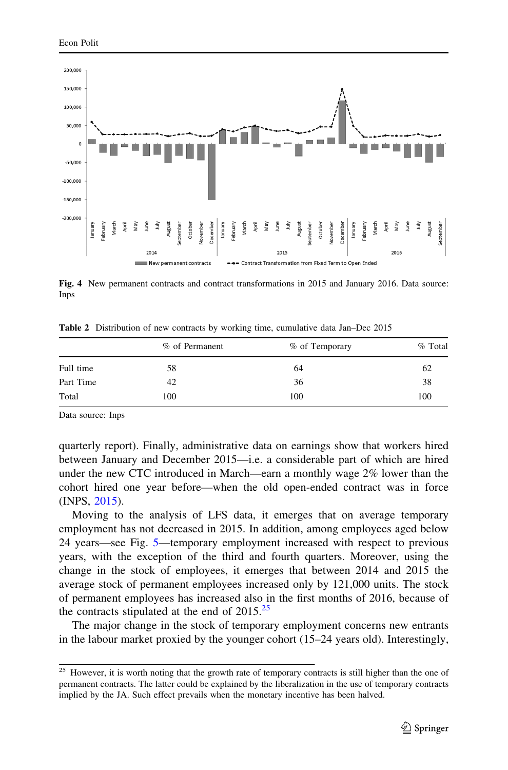**Fig. 4** New permanent contracts and contract transformations in 2015 and January 2016. Data source: Inps

**Table 2** Distribution of new contracts by working time, cumulative data Jan–Dec 2015

| | % of Permanent | % of Temporary | % Total |
|---|---|---|---|
| Full time | 58 | 64 | 62 |
| Part Time | 42 | 36 | 38 |
| Total | 100 | 100 | 100 |

Data source: Inps

quarterly report). Finally, administrative data on earnings show that workers hired between January and December 2015—i.e. a considerable part of which are hired under the new CTC introduced in March—earn a monthly wage 2% lower than the cohort hired one year before—when the old open-ended contract was in force (INPS, 2015).

Moving to the analysis of LFS data, it emerges that on average temporary employment has not decreased in 2015. In addition, among employees aged below 24 years—see Fig. 5—temporary employment increased with respect to previous years, with the exception of the third and fourth quarters. Moreover, using the change in the stock of employees, it emerges that between 2014 and 2015 the average stock of permanent employees increased only by 121,000 units. The stock of permanent employees has increased also in the first months of 2016, because of the contracts stipulated at the end of 2015.[25]

The major change in the stock of temporary employment concerns new entrants in the labour market proxied by the younger cohort (15–24 years old). Interestingly,

[25] However, it is worth noting that the growth rate of temporary contracts is still higher than the one of permanent contracts. The latter could be explained by the liberalization in the use of temporary contracts implied by the JA. Such effect prevails when the monetary incentive has been halved.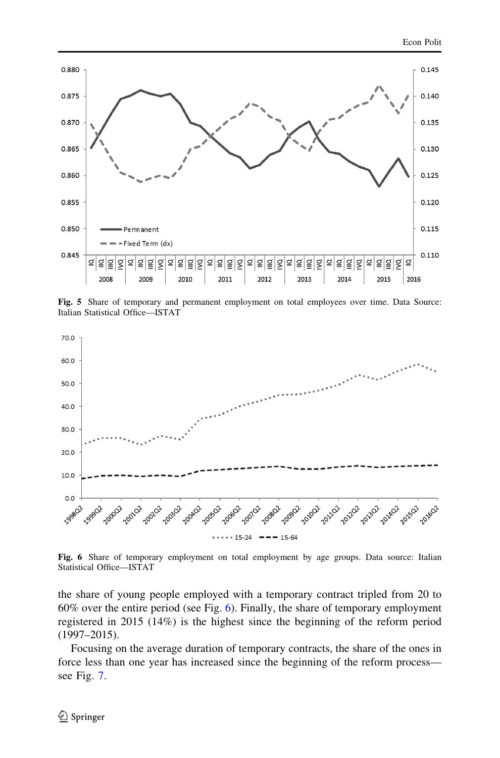Fig. 5 Share of temporary and permanent employment on total employees over time. Data Source: Italian Statistical Office—ISTAT

Fig. 6 Share of temporary employment on total employment by age groups. Data source: Italian Statistical Office—ISTAT

the share of young people employed with a temporary contract tripled from 20 to 60% over the entire period (see Fig. 6). Finally, the share of temporary employment registered in 2015 (14%) is the highest since the beginning of the reform period (1997–2015).

Focusing on the average duration of temporary contracts, the share of the ones in force less than one year has increased since the beginning of the reform process—see Fig. 7.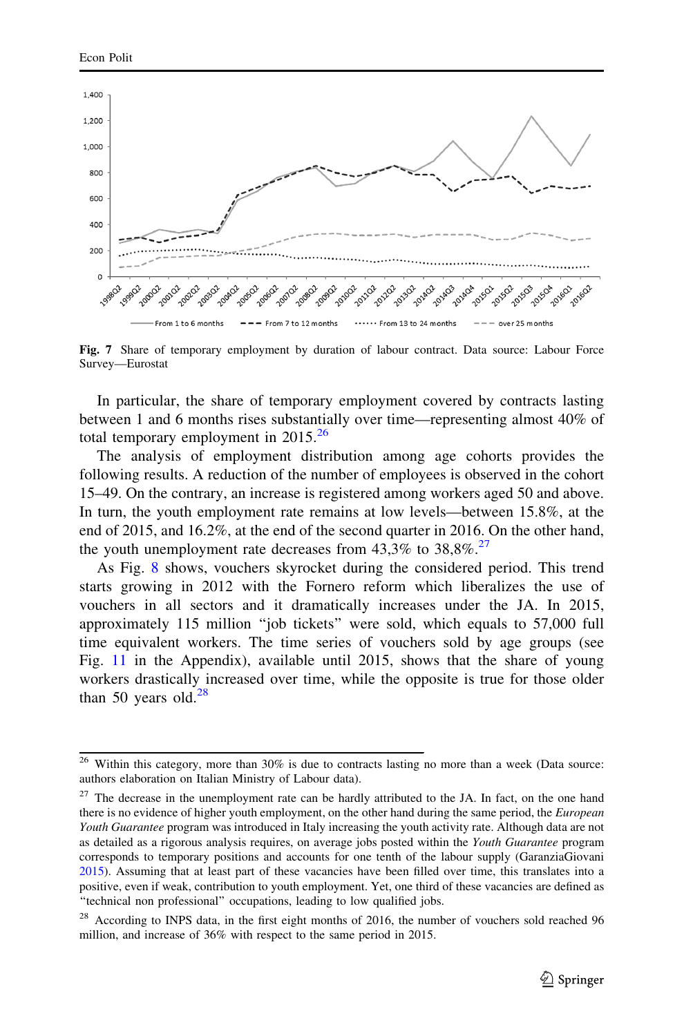Fig. 7 Share of temporary employment by duration of labour contract. Data source: Labour Force Survey—Eurostat

In particular, the share of temporary employment covered by contracts lasting between 1 and 6 months rises substantially over time—representing almost 40% of total temporary employment in 2015.[26]

The analysis of employment distribution among age cohorts provides the following results. A reduction of the number of employees is observed in the cohort 15–49. On the contrary, an increase is registered among workers aged 50 and above. In turn, the youth employment rate remains at low levels—between 15.8%, at the end of 2015, and 16.2%, at the end of the second quarter in 2016. On the other hand, the youth unemployment rate decreases from 43,3% to 38,8%.[27]

As Fig. 8 shows, vouchers skyrocket during the considered period. This trend starts growing in 2012 with the Fornero reform which liberalizes the use of vouchers in all sectors and it dramatically increases under the JA. In 2015, approximately 115 million "job tickets" were sold, which equals to 57,000 full time equivalent workers. The time series of vouchers sold by age groups (see Fig. 11 in the Appendix), available until 2015, shows that the share of young workers drastically increased over time, while the opposite is true for those older than 50 years old.[28]

---

[26] Within this category, more than 30% is due to contracts lasting no more than a week (Data source: authors elaboration on Italian Ministry of Labour data).

[27] The decrease in the unemployment rate can be hardly attributed to the JA. In fact, on the one hand there is no evidence of higher youth employment, on the other hand during the same period, the *European Youth Guarantee* program was introduced in Italy increasing the youth activity rate. Although data are not as detailed as a rigorous analysis requires, on average jobs posted within the *Youth Guarantee* program corresponds to temporary positions and accounts for one tenth of the labour supply (GaranziaGiovani 2015). Assuming that at least part of these vacancies have been filled over time, this translates into a positive, even if weak, contribution to youth employment. Yet, one third of these vacancies are defined as "technical non professional" occupations, leading to low qualified jobs.

[28] According to INPS data, in the first eight months of 2016, the number of vouchers sold reached 96 million, and increase of 36% with respect to the same period in 2015.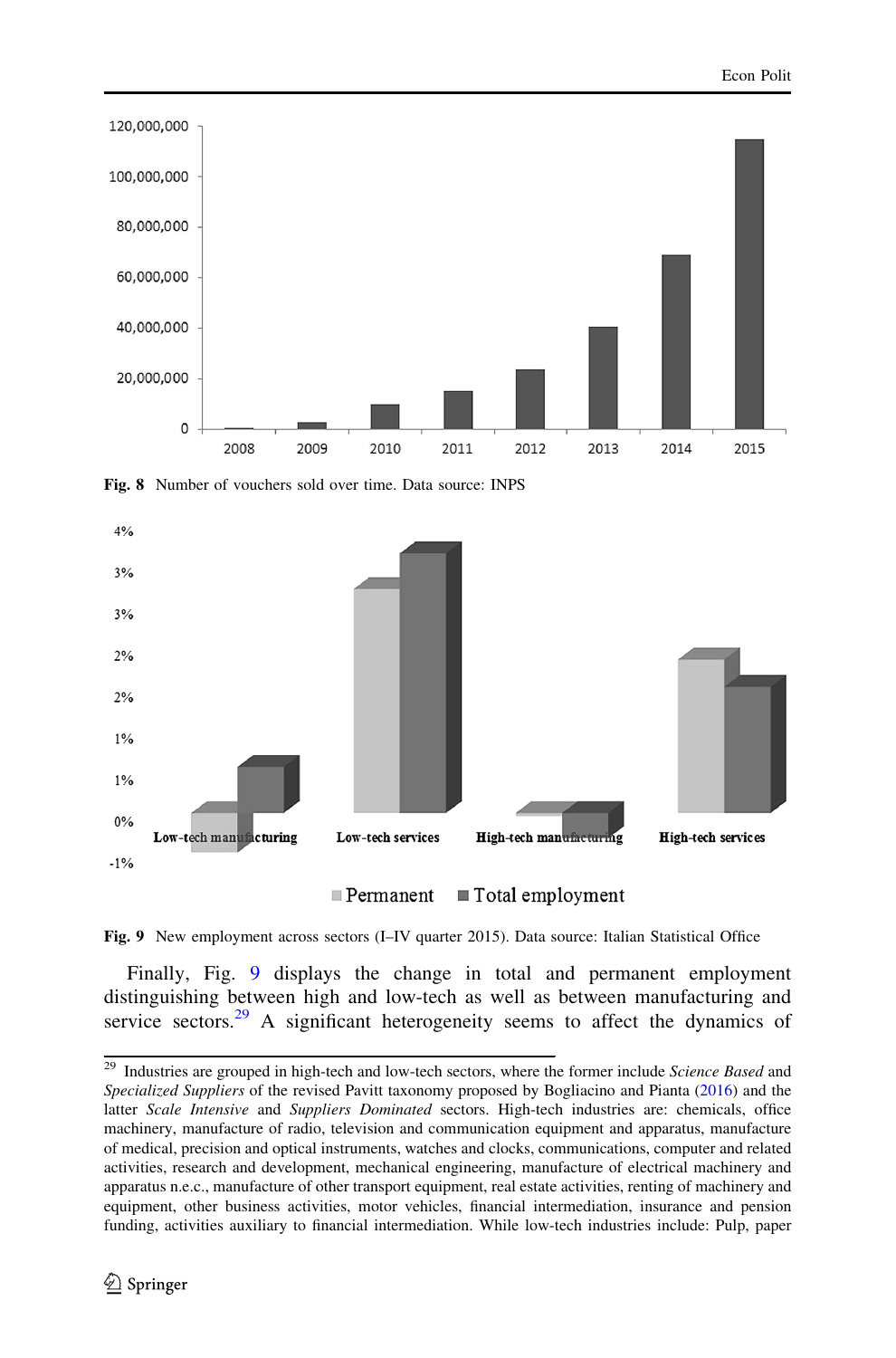Fig. 8 Number of vouchers sold over time. Data source: INPS

Fig. 9 New employment across sectors (I–IV quarter 2015). Data source: Italian Statistical Office

Finally, Fig. 9 displays the change in total and permanent employment distinguishing between high and low-tech as well as between manufacturing and service sectors.[29] A significant heterogeneity seems to affect the dynamics of

[29] Industries are grouped in high-tech and low-tech sectors, where the former include *Science Based* and *Specialized Suppliers* of the revised Pavitt taxonomy proposed by Bogliacino and Pianta (2016) and the latter *Scale Intensive* and *Suppliers Dominated* sectors. High-tech industries are: chemicals, office machinery, manufacture of radio, television and communication equipment and apparatus, manufacture of medical, precision and optical instruments, watches and clocks, communications, computer and related activities, research and development, mechanical engineering, manufacture of electrical machinery and apparatus n.e.c., manufacture of other transport equipment, real estate activities, renting of machinery and equipment, other business activities, motor vehicles, financial intermediation, insurance and pension funding, activities auxiliary to financial intermediation. While low-tech industries include: Pulp, paper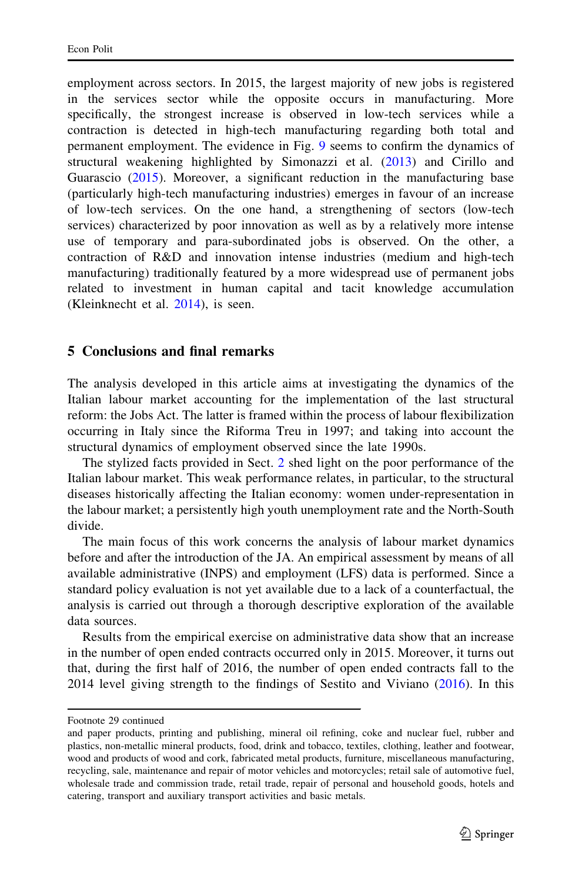employment across sectors. In 2015, the largest majority of new jobs is registered in the services sector while the opposite occurs in manufacturing. More specifically, the strongest increase is observed in low-tech services while a contraction is detected in high-tech manufacturing regarding both total and permanent employment. The evidence in Fig. 9 seems to confirm the dynamics of structural weakening highlighted by Simonazzi et al. (2013) and Cirillo and Guarascio (2015). Moreover, a significant reduction in the manufacturing base (particularly high-tech manufacturing industries) emerges in favour of an increase of low-tech services. On the one hand, a strengthening of sectors (low-tech services) characterized by poor innovation as well as by a relatively more intense use of temporary and para-subordinated jobs is observed. On the other, a contraction of R&D and innovation intense industries (medium and high-tech manufacturing) traditionally featured by a more widespread use of permanent jobs related to investment in human capital and tacit knowledge accumulation (Kleinknecht et al. 2014), is seen.

## 5 Conclusions and final remarks

The analysis developed in this article aims at investigating the dynamics of the Italian labour market accounting for the implementation of the last structural reform: the Jobs Act. The latter is framed within the process of labour flexibilization occurring in Italy since the Riforma Treu in 1997; and taking into account the structural dynamics of employment observed since the late 1990s.

The stylized facts provided in Sect. 2 shed light on the poor performance of the Italian labour market. This weak performance relates, in particular, to the structural diseases historically affecting the Italian economy: women under-representation in the labour market; a persistently high youth unemployment rate and the North-South divide.

The main focus of this work concerns the analysis of labour market dynamics before and after the introduction of the JA. An empirical assessment by means of all available administrative (INPS) and employment (LFS) data is performed. Since a standard policy evaluation is not yet available due to a lack of a counterfactual, the analysis is carried out through a thorough descriptive exploration of the available data sources.

Results from the empirical exercise on administrative data show that an increase in the number of open ended contracts occurred only in 2015. Moreover, it turns out that, during the first half of 2016, the number of open ended contracts fall to the 2014 level giving strength to the findings of Sestito and Viviano (2016). In this

---

Footnote 29 continued
and paper products, printing and publishing, mineral oil refining, coke and nuclear fuel, rubber and plastics, non-metallic mineral products, food, drink and tobacco, textiles, clothing, leather and footwear, wood and products of wood and cork, fabricated metal products, furniture, miscellaneous manufacturing, recycling, sale, maintenance and repair of motor vehicles and motorcycles; retail sale of automotive fuel, wholesale trade and commission trade, retail trade, repair of personal and household goods, hotels and catering, transport and auxiliary transport activities and basic metals.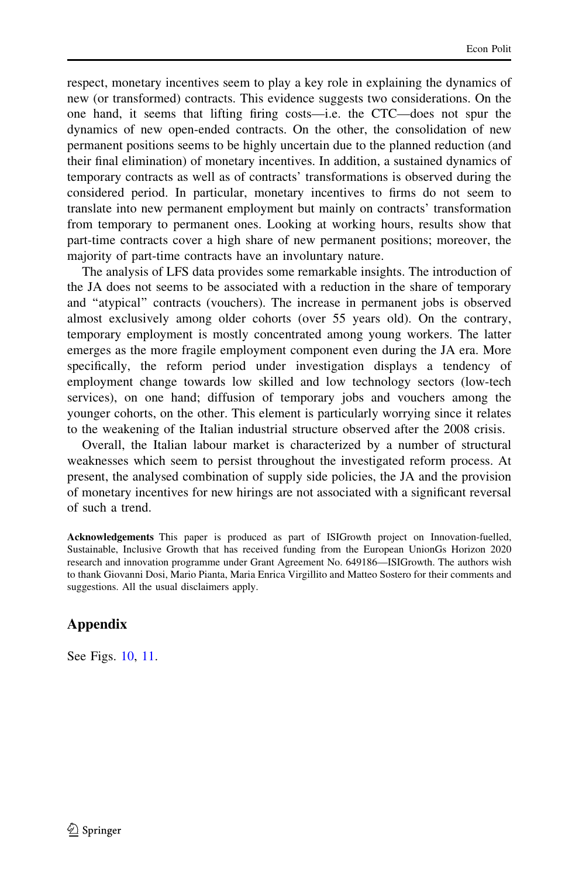respect, monetary incentives seem to play a key role in explaining the dynamics of new (or transformed) contracts. This evidence suggests two considerations. On the one hand, it seems that lifting firing costs—i.e. the CTC—does not spur the dynamics of new open-ended contracts. On the other, the consolidation of new permanent positions seems to be highly uncertain due to the planned reduction (and their final elimination) of monetary incentives. In addition, a sustained dynamics of temporary contracts as well as of contracts' transformations is observed during the considered period. In particular, monetary incentives to firms do not seem to translate into new permanent employment but mainly on contracts' transformation from temporary to permanent ones. Looking at working hours, results show that part-time contracts cover a high share of new permanent positions; moreover, the majority of part-time contracts have an involuntary nature.

The analysis of LFS data provides some remarkable insights. The introduction of the JA does not seems to be associated with a reduction in the share of temporary and "atypical" contracts (vouchers). The increase in permanent jobs is observed almost exclusively among older cohorts (over 55 years old). On the contrary, temporary employment is mostly concentrated among young workers. The latter emerges as the more fragile employment component even during the JA era. More specifically, the reform period under investigation displays a tendency of employment change towards low skilled and low technology sectors (low-tech services), on one hand; diffusion of temporary jobs and vouchers among the younger cohorts, on the other. This element is particularly worrying since it relates to the weakening of the Italian industrial structure observed after the 2008 crisis.

Overall, the Italian labour market is characterized by a number of structural weaknesses which seem to persist throughout the investigated reform process. At present, the analysed combination of supply side policies, the JA and the provision of monetary incentives for new hirings are not associated with a significant reversal of such a trend.

**Acknowledgements** This paper is produced as part of ISIGrowth project on Innovation-fuelled, Sustainable, Inclusive Growth that has received funding from the European UnionGs Horizon 2020 research and innovation programme under Grant Agreement No. 649186—ISIGrowth. The authors wish to thank Giovanni Dosi, Mario Pianta, Maria Enrica Virgillito and Matteo Sostero for their comments and suggestions. All the usual disclaimers apply.

## Appendix

See Figs. 10, 11.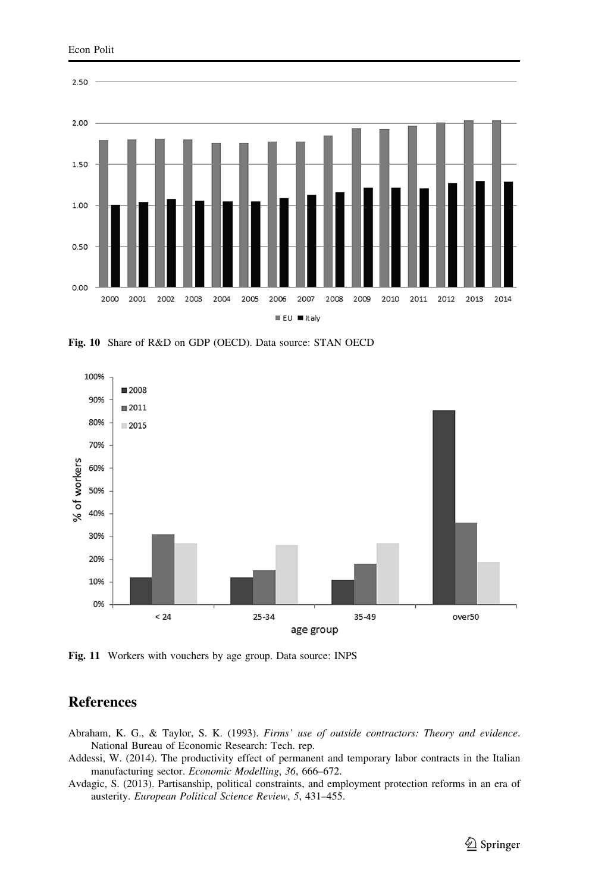Fig. 10 Share of R&D on GDP (OECD). Data source: STAN OECD

Fig. 11 Workers with vouchers by age group. Data source: INPS

## References

Abraham, K. G., & Taylor, S. K. (1993). *Firms' use of outside contractors: Theory and evidence*. National Bureau of Economic Research: Tech. rep.

Addessi, W. (2014). The productivity effect of permanent and temporary labor contracts in the Italian manufacturing sector. *Economic Modelling*, *36*, 666–672.

Avdagic, S. (2013). Partisanship, political constraints, and employment protection reforms in an era of austerity. *European Political Science Review*, *5*, 431–455.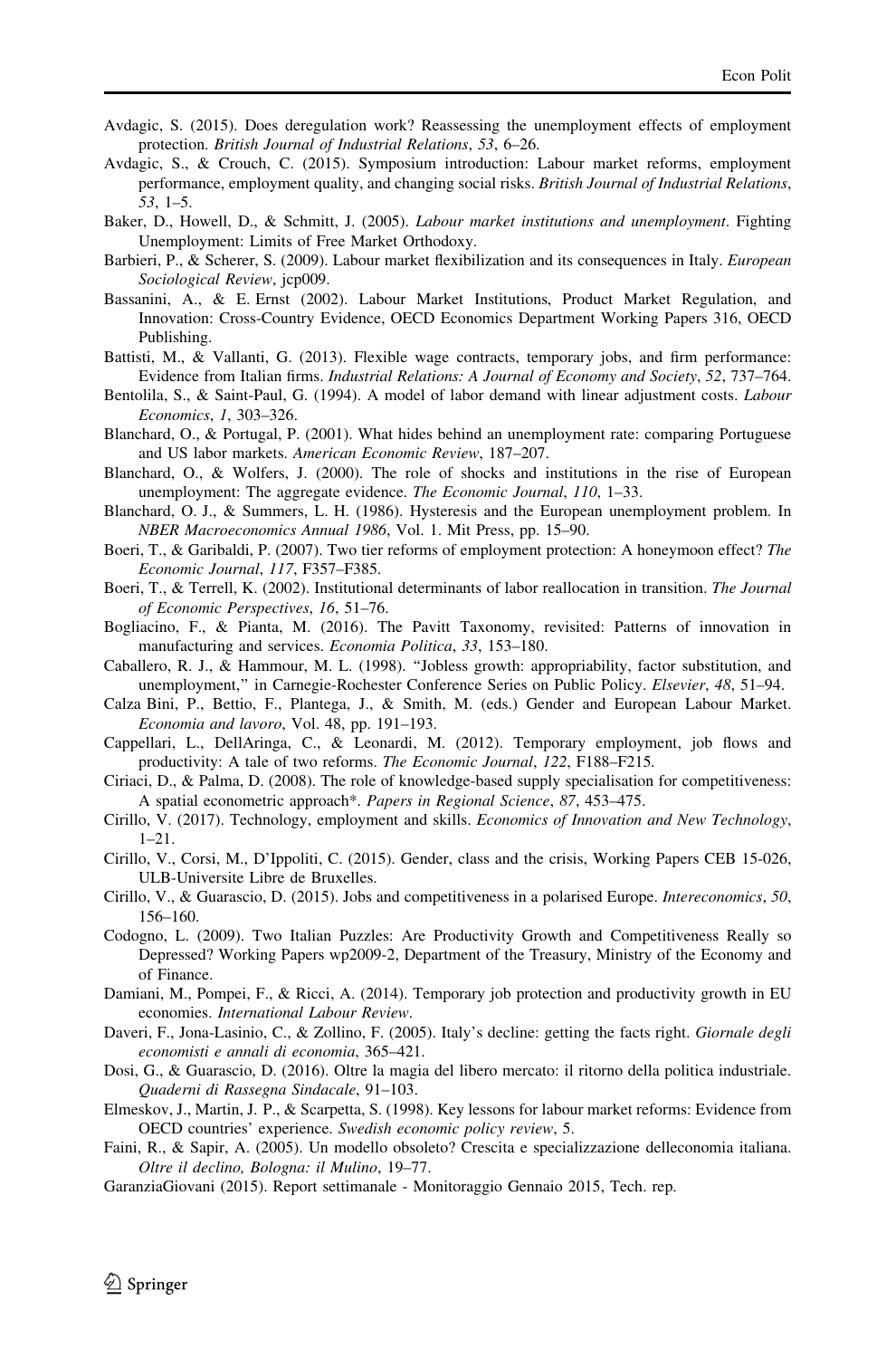Avdagic, S. (2015). Does deregulation work? Reassessing the unemployment effects of employment protection. *British Journal of Industrial Relations*, *53*, 6–26.

Avdagic, S., & Crouch, C. (2015). Symposium introduction: Labour market reforms, employment performance, employment quality, and changing social risks. *British Journal of Industrial Relations*, *53*, 1–5.

Baker, D., Howell, D., & Schmitt, J. (2005). *Labour market institutions and unemployment*. Fighting Unemployment: Limits of Free Market Orthodoxy.

Barbieri, P., & Scherer, S. (2009). Labour market flexibilization and its consequences in Italy. *European Sociological Review*, jcp009.

Bassanini, A., & E. Ernst (2002). Labour Market Institutions, Product Market Regulation, and Innovation: Cross-Country Evidence, OECD Economics Department Working Papers 316, OECD Publishing.

Battisti, M., & Vallanti, G. (2013). Flexible wage contracts, temporary jobs, and firm performance: Evidence from Italian firms. *Industrial Relations: A Journal of Economy and Society*, *52*, 737–764.

Bentolila, S., & Saint-Paul, G. (1994). A model of labor demand with linear adjustment costs. *Labour Economics*, *1*, 303–326.

Blanchard, O., & Portugal, P. (2001). What hides behind an unemployment rate: comparing Portuguese and US labor markets. *American Economic Review*, 187–207.

Blanchard, O., & Wolfers, J. (2000). The role of shocks and institutions in the rise of European unemployment: The aggregate evidence. *The Economic Journal*, *110*, 1–33.

Blanchard, O. J., & Summers, L. H. (1986). Hysteresis and the European unemployment problem. In *NBER Macroeconomics Annual 1986*, Vol. 1. Mit Press, pp. 15–90.

Boeri, T., & Garibaldi, P. (2007). Two tier reforms of employment protection: A honeymoon effect? *The Economic Journal*, *117*, F357–F385.

Boeri, T., & Terrell, K. (2002). Institutional determinants of labor reallocation in transition. *The Journal of Economic Perspectives*, *16*, 51–76.

Bogliacino, F., & Pianta, M. (2016). The Pavitt Taxonomy, revisited: Patterns of innovation in manufacturing and services. *Economia Politica*, *33*, 153–180.

Caballero, R. J., & Hammour, M. L. (1998). "Jobless growth: appropriability, factor substitution, and unemployment," in Carnegie-Rochester Conference Series on Public Policy. *Elsevier*, *48*, 51–94.

Calza Bini, P., Bettio, F., Plantega, J., & Smith, M. (eds.) Gender and European Labour Market. *Economia and lavoro*, Vol. 48, pp. 191–193.

Cappellari, L., DellAringa, C., & Leonardi, M. (2012). Temporary employment, job flows and productivity: A tale of two reforms. *The Economic Journal*, *122*, F188–F215.

Ciriaci, D., & Palma, D. (2008). The role of knowledge-based supply specialisation for competitiveness: A spatial econometric approach*. *Papers in Regional Science*, *87*, 453–475.

Cirillo, V. (2017). Technology, employment and skills. *Economics of Innovation and New Technology*, 1–21.

Cirillo, V., Corsi, M., D'Ippoliti, C. (2015). Gender, class and the crisis, Working Papers CEB 15-026, ULB-Universite Libre de Bruxelles.

Cirillo, V., & Guarascio, D. (2015). Jobs and competitiveness in a polarised Europe. *Intereconomics*, *50*, 156–160.

Codogno, L. (2009). Two Italian Puzzles: Are Productivity Growth and Competitiveness Really so Depressed? Working Papers wp2009-2, Department of the Treasury, Ministry of the Economy and of Finance.

Damiani, M., Pompei, F., & Ricci, A. (2014). Temporary job protection and productivity growth in EU economies. *International Labour Review*.

Daveri, F., Jona-Lasinio, C., & Zollino, F. (2005). Italy's decline: getting the facts right. *Giornale degli economisti e annali di economia*, 365–421.

Dosi, G., & Guarascio, D. (2016). Oltre la magia del libero mercato: il ritorno della politica industriale. *Quaderni di Rassegna Sindacale*, 91–103.

Elmeskov, J., Martin, J. P., & Scarpetta, S. (1998). Key lessons for labour market reforms: Evidence from OECD countries' experience. *Swedish economic policy review*, 5.

Faini, R., & Sapir, A. (2005). Un modello obsoleto? Crescita e specializzazione delleconomia italiana. *Oltre il declino, Bologna: il Mulino*, 19–77.

GaranziaGiovani (2015). Report settimanale - Monitoraggio Gennaio 2015, Tech. rep.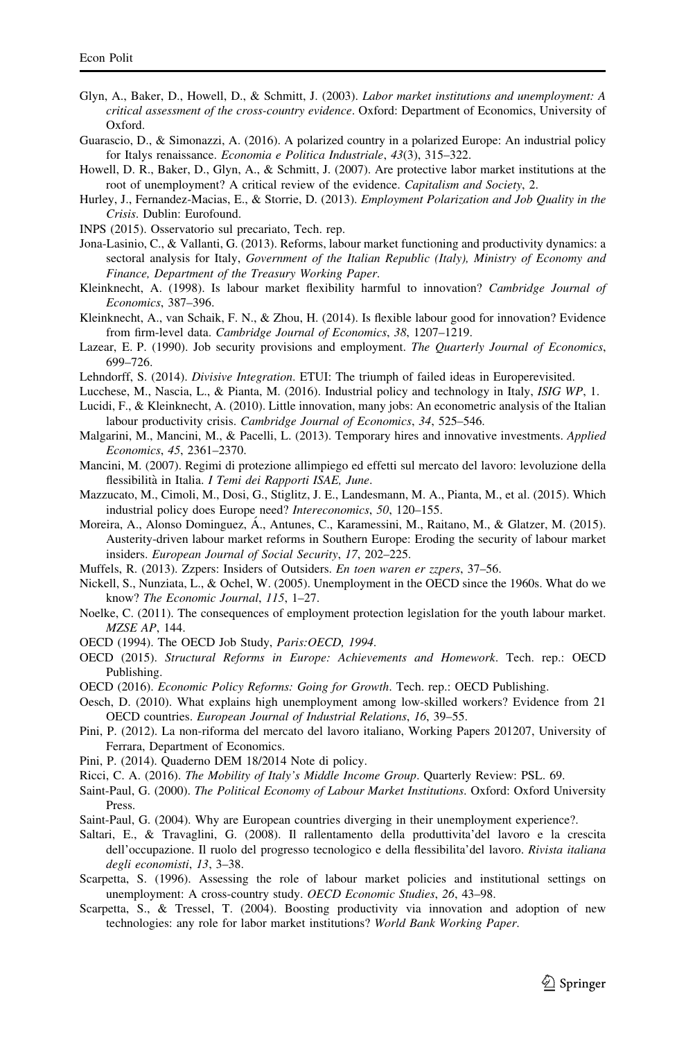Glyn, A., Baker, D., Howell, D., & Schmitt, J. (2003). *Labor market institutions and unemployment: A critical assessment of the cross-country evidence*. Oxford: Department of Economics, University of Oxford.

Guarascio, D., & Simonazzi, A. (2016). A polarized country in a polarized Europe: An industrial policy for Italys renaissance. *Economia e Politica Industriale*, *43*(3), 315–322.

Howell, D. R., Baker, D., Glyn, A., & Schmitt, J. (2007). Are protective labor market institutions at the root of unemployment? A critical review of the evidence. *Capitalism and Society*, 2.

Hurley, J., Fernandez-Macias, E., & Storrie, D. (2013). *Employment Polarization and Job Quality in the Crisis*. Dublin: Eurofound.

INPS (2015). Osservatorio sul precariato, Tech. rep.

Jona-Lasinio, C., & Vallanti, G. (2013). Reforms, labour market functioning and productivity dynamics: a sectoral analysis for Italy, *Government of the Italian Republic (Italy), Ministry of Economy and Finance, Department of the Treasury Working Paper*.

Kleinknecht, A. (1998). Is labour market flexibility harmful to innovation? *Cambridge Journal of Economics*, 387–396.

Kleinknecht, A., van Schaik, F. N., & Zhou, H. (2014). Is flexible labour good for innovation? Evidence from firm-level data. *Cambridge Journal of Economics*, *38*, 1207–1219.

Lazear, E. P. (1990). Job security provisions and employment. *The Quarterly Journal of Economics*, 699–726.

Lehndorff, S. (2014). *Divisive Integration*. ETUI: The triumph of failed ideas in Europerevisited.

Lucchese, M., Nascia, L., & Pianta, M. (2016). Industrial policy and technology in Italy, *ISIG WP*, 1.

Lucidi, F., & Kleinknecht, A. (2010). Little innovation, many jobs: An econometric analysis of the Italian labour productivity crisis. *Cambridge Journal of Economics*, *34*, 525–546.

Malgarini, M., Mancini, M., & Pacelli, L. (2013). Temporary hires and innovative investments. *Applied Economics*, *45*, 2361–2370.

Mancini, M. (2007). Regimi di protezione allimpiego ed effetti sul mercato del lavoro: levoluzione della flessibilità in Italia. *I Temi dei Rapporti ISAE, June*.

Mazzucato, M., Cimoli, M., Dosi, G., Stiglitz, J. E., Landesmann, M. A., Pianta, M., et al. (2015). Which industrial policy does Europe need? *Intereconomics*, *50*, 120–155.

Moreira, A., Alonso Dominguez, Á., Antunes, C., Karamessini, M., Raitano, M., & Glatzer, M. (2015). Austerity-driven labour market reforms in Southern Europe: Eroding the security of labour market insiders. *European Journal of Social Security*, *17*, 202–225.

Muffels, R. (2013). Zzpers: Insiders of Outsiders. *En toen waren er zzpers*, 37–56.

Nickell, S., Nunziata, L., & Ochel, W. (2005). Unemployment in the OECD since the 1960s. What do we know? *The Economic Journal*, *115*, 1–27.

Noelke, C. (2011). The consequences of employment protection legislation for the youth labour market. *MZSE AP*, 144.

OECD (1994). The OECD Job Study, *Paris:OECD, 1994*.

OECD (2015). *Structural Reforms in Europe: Achievements and Homework*. Tech. rep.: OECD Publishing.

OECD (2016). *Economic Policy Reforms: Going for Growth*. Tech. rep.: OECD Publishing.

Oesch, D. (2010). What explains high unemployment among low-skilled workers? Evidence from 21 OECD countries. *European Journal of Industrial Relations*, *16*, 39–55.

Pini, P. (2012). La non-riforma del mercato del lavoro italiano, Working Papers 201207, University of Ferrara, Department of Economics.

Pini, P. (2014). Quaderno DEM 18/2014 Note di policy.

Ricci, C. A. (2016). *The Mobility of Italy's Middle Income Group*. Quarterly Review: PSL. 69.

Saint-Paul, G. (2000). *The Political Economy of Labour Market Institutions*. Oxford: Oxford University Press.

Saint-Paul, G. (2004). Why are European countries diverging in their unemployment experience?.

Saltari, E., & Travaglini, G. (2008). Il rallentamento della produttivita'del lavoro e la crescita dell'occupazione. Il ruolo del progresso tecnologico e della flessibilita'del lavoro. *Rivista italiana degli economisti*, *13*, 3–38.

Scarpetta, S. (1996). Assessing the role of labour market policies and institutional settings on unemployment: A cross-country study. *OECD Economic Studies*, *26*, 43–98.

Scarpetta, S., & Tressel, T. (2004). Boosting productivity via innovation and adoption of new technologies: any role for labor market institutions? *World Bank Working Paper*.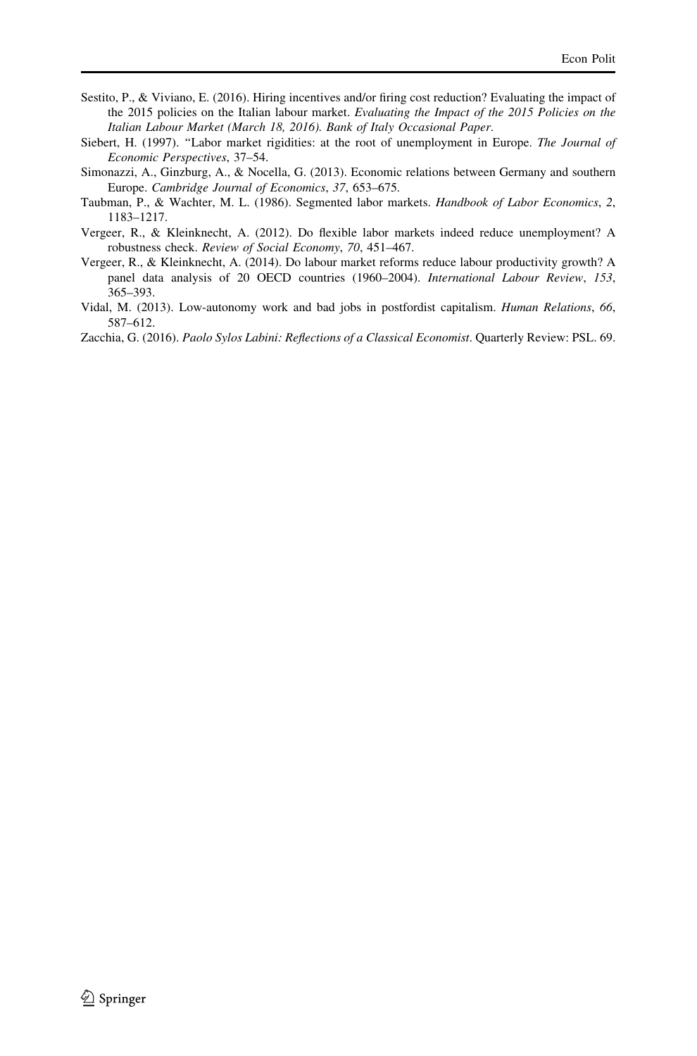Sestito, P., & Viviano, E. (2016). Hiring incentives and/or firing cost reduction? Evaluating the impact of the 2015 policies on the Italian labour market. *Evaluating the Impact of the 2015 Policies on the Italian Labour Market (March 18, 2016). Bank of Italy Occasional Paper*.

Siebert, H. (1997). "Labor market rigidities: at the root of unemployment in Europe. *The Journal of Economic Perspectives*, 37–54.

Simonazzi, A., Ginzburg, A., & Nocella, G. (2013). Economic relations between Germany and southern Europe. *Cambridge Journal of Economics*, *37*, 653–675.

Taubman, P., & Wachter, M. L. (1986). Segmented labor markets. *Handbook of Labor Economics*, *2*, 1183–1217.

Vergeer, R., & Kleinknecht, A. (2012). Do flexible labor markets indeed reduce unemployment? A robustness check. *Review of Social Economy*, *70*, 451–467.

Vergeer, R., & Kleinknecht, A. (2014). Do labour market reforms reduce labour productivity growth? A panel data analysis of 20 OECD countries (1960–2004). *International Labour Review*, *153*, 365–393.

Vidal, M. (2013). Low-autonomy work and bad jobs in postfordist capitalism. *Human Relations*, *66*, 587–612.

Zacchia, G. (2016). *Paolo Sylos Labini: Reflections of a Classical Economist*. Quarterly Review: PSL. 69.